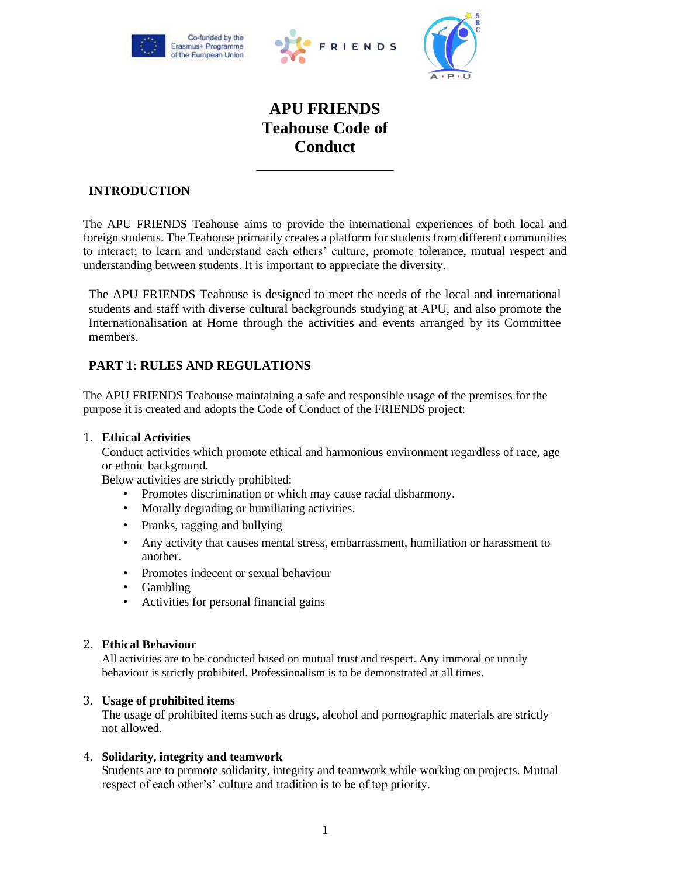# APU FRIENDS Teahouse Code of Conduct

## INTRODUCTION

The APU FRIENDS Teahouse aims to provide the international experiences of both local and foreign students. The Teahouse primarily creates a platform for students from different communities to interact; to learn and understand each others' culture, promote tolerance, mutual respect and understanding between students. It is important to appreciate the diversity.

The APU FRIENDS Teahouse is designed to meet the needs of the local and international students and staff with diverse cultural backgrounds studying at APU, and also promote the Internationalisation at Home through the activities and events arranged by its Committee members.

## PART 1: RULES AND REGULATIONS

The APU FRIENDS Teahouse maintaining a safe and responsible usage of the premises for the purpose it is created and adopts the Code of Conduct of the FRIENDS project:

1. **Ethical Activities**
   Conduct activities which promote ethical and harmonious environment regardless of race, age or ethnic background.
   Below activities are strictly prohibited:
   - Promotes discrimination or which may cause racial disharmony.
   - Morally degrading or humiliating activities.
   - Pranks, ragging and bullying
   - Any activity that causes mental stress, embarrassment, humiliation or harassment to another.
   - Promotes indecent or sexual behaviour
   - Gambling
   - Activities for personal financial gains

2. **Ethical Behaviour**
   All activities are to be conducted based on mutual trust and respect. Any immoral or unruly behaviour is strictly prohibited. Professionalism is to be demonstrated at all times.

3. **Usage of prohibited items**
   The usage of prohibited items such as drugs, alcohol and pornographic materials are strictly not allowed.

4. **Solidarity, integrity and teamwork**
   Students are to promote solidarity, integrity and teamwork while working on projects. Mutual respect of each other's' culture and tradition is to be of top priority.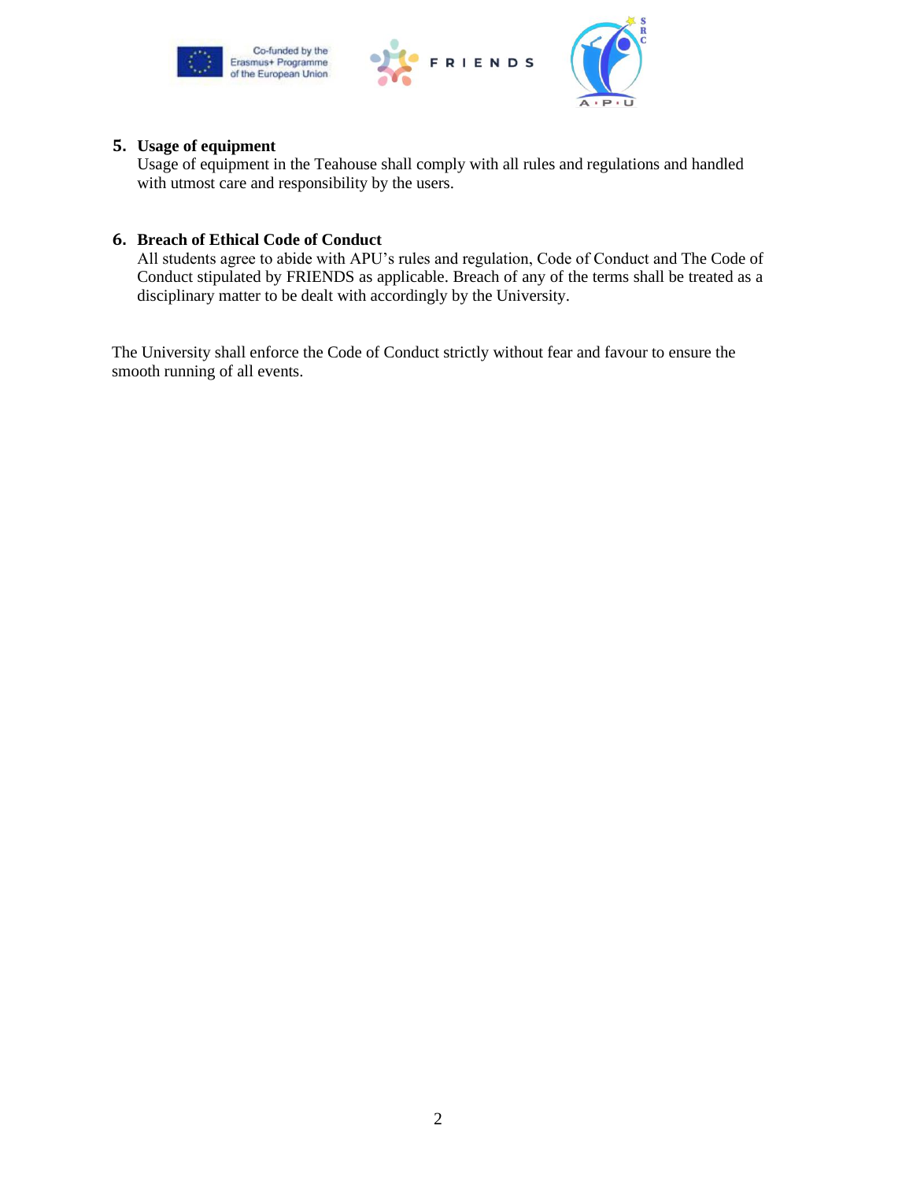5. **Usage of equipment**
   Usage of equipment in the Teahouse shall comply with all rules and regulations and handled with utmost care and responsibility by the users.

6. **Breach of Ethical Code of Conduct**
   All students agree to abide with APU's rules and regulation, Code of Conduct and The Code of Conduct stipulated by FRIENDS as applicable. Breach of any of the terms shall be treated as a disciplinary matter to be dealt with accordingly by the University.

The University shall enforce the Code of Conduct strictly without fear and favour to ensure the smooth running of all events.